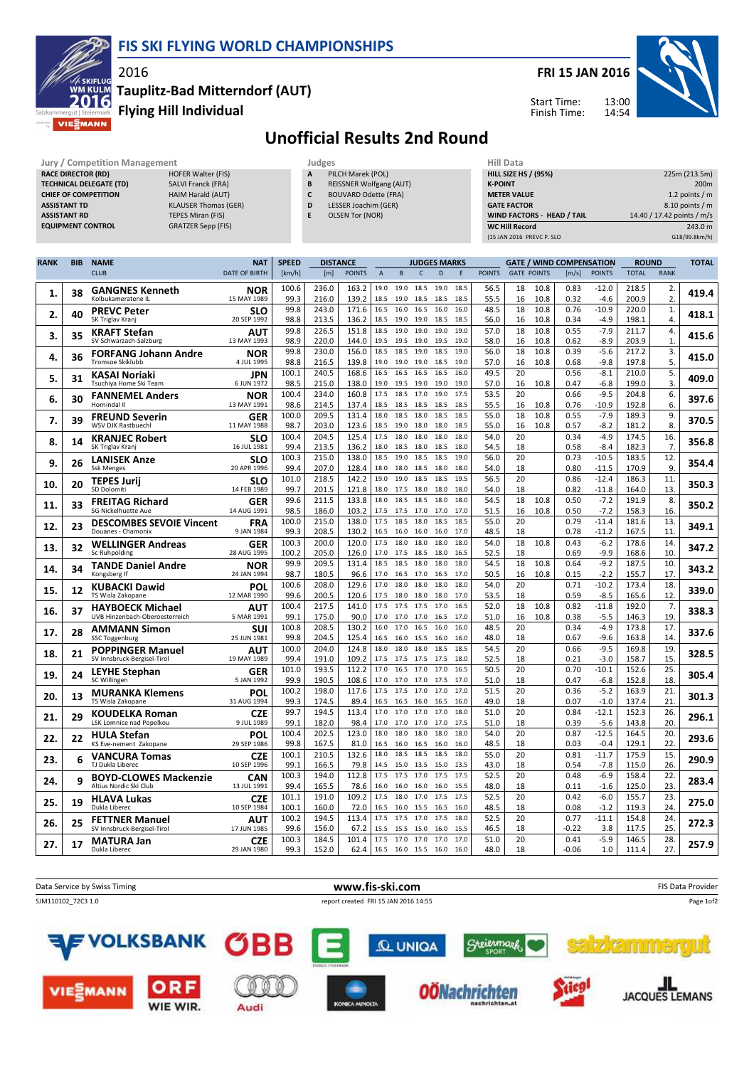# FIS SKI FLYING WORLD CHAMPIONSHIPS

2016

**Tauplitz-Bad Mitterndorf (AUT)**

**Flying Hill Individual**

**FRI 15 JAN 2016**

Start Time: 13:00
Finish Time: 14:54

## Unofficial Results 2nd Round

| Jury / Competition Management | |
|---|---|
| RACE DIRECTOR (RD) | HOFER Walter (FIS) |
| TECHNICAL DELEGATE (TD) | SALVI Franck (FRA) |
| CHIEF OF COMPETITION | HAIM Harald (AUT) |
| ASSISTANT TD | KLAUSER Thomas (GER) |
| ASSISTANT RD | TEPES Miran (FIS) |
| EQUIPMENT CONTROL | GRATZER Sepp (FIS) |

| Judges | |
|---|---|
| A | PILCH Marek (POL) |
| B | REISSNER Wolfgang (AUT) |
| C | BOUVARD Odette (FRA) |
| D | LESSER Joachim (GER) |
| E | OLSEN Tor (NOR) |

| Hill Data | |
|---|---|
| HILL SIZE HS / (95%) | 225m (213.5m) |
| K-POINT | 200m |
| METER VALUE | 1.2 points / m |
| GATE FACTOR | 8.10 points / m |
| WIND FACTORS - HEAD / TAIL | 14.40 / 17.42 points / m/s |
| WC Hill Record | 243.0 m |
| (15 JAN 2016 PREVC P. SLO | G18/99.8km/h) |

| RANK | BIB | NAME / CLUB | NAT / DATE OF BIRTH | SPEED [km/h] | DISTANCE [m] | DISTANCE POINTS | A | B | C | D | E | JUDGES POINTS | GATE | GATE POINTS | WIND [m/s] | WIND POINTS | ROUND TOTAL | ROUND RANK | TOTAL |
|---|---|---|---|---|---|---|---|---|---|---|---|---|---|---|---|---|---|---|---|
| 1. | 38 | **GANGNES Kenneth** Kolbukameratene IL | NOR 15 MAY 1989 | 100.6 | 236.0 | 163.2 | 19.0 | 19.0 | 18.5 | 19.0 | 18.5 | 56.5 | 18 | 10.8 | 0.83 | -12.0 | 218.5 | 2. | 419.4 |
| | | | | 99.3 | 216.0 | 139.2 | 18.5 | 19.0 | 18.5 | 18.5 | 18.5 | 55.5 | 16 | 10.8 | 0.32 | -4.6 | 200.9 | 2. | |
| 2. | 40 | **PREVC Peter** SK Triglav Kranj | SLO 20 SEP 1992 | 99.8 | 243.0 | 171.6 | 16.5 | 16.0 | 16.5 | 16.0 | 16.0 | 48.5 | 18 | 10.8 | 0.76 | -10.9 | 220.0 | 1. | 418.1 |
| | | | | 98.8 | 213.5 | 136.2 | 18.5 | 19.0 | 19.0 | 18.5 | 18.5 | 56.0 | 16 | 10.8 | 0.34 | -4.9 | 198.1 | 4. | |
| 3. | 35 | **KRAFT Stefan** SV Schwarzach-Salzburg | AUT 13 MAY 1993 | 99.8 | 226.5 | 151.8 | 18.5 | 19.0 | 19.0 | 19.0 | 19.0 | 57.0 | 18 | 10.8 | 0.55 | -7.9 | 211.7 | 4. | 415.6 |
| | | | | 98.9 | 220.0 | 144.0 | 19.5 | 19.5 | 19.0 | 19.5 | 19.5 | 58.0 | 16 | 10.8 | 0.62 | -8.9 | 203.9 | 1. | |
| 4. | 36 | **FORFANG Johann Andre** Tromsoe Skiklubb | NOR 4 JUL 1995 | 99.8 | 230.0 | 156.0 | 18.5 | 18.5 | 19.0 | 18.5 | 19.0 | 56.0 | 18 | 10.8 | 0.39 | -5.6 | 217.2 | 3. | 415.0 |
| | | | | 98.8 | 216.5 | 139.8 | 19.0 | 19.0 | 19.0 | 18.5 | 19.0 | 57.0 | 16 | 10.8 | 0.68 | -9.8 | 197.8 | 5. | |
| 5. | 31 | **KASAI Noriaki** Tsuchiya Home Ski Team | JPN 6 JUN 1972 | 100.1 | 240.5 | 168.6 | 16.5 | 16.5 | 16.5 | 16.5 | 16.0 | 49.5 | 20 | | 0.56 | -8.1 | 210.0 | 5. | 409.0 |
| | | | | 98.5 | 215.0 | 138.0 | 19.0 | 19.5 | 19.0 | 19.0 | 19.0 | 57.0 | 16 | 10.8 | 0.47 | -6.8 | 199.0 | 3. | |
| 6. | 30 | **FANNEMEL Anders** Hornindal Il | NOR 13 MAY 1991 | 100.4 | 234.0 | 160.8 | 17.5 | 18.5 | 17.0 | 19.0 | 17.5 | 53.5 | 20 | | 0.66 | -9.5 | 204.8 | 6. | 397.6 |
| | | | | 98.6 | 214.5 | 137.4 | 18.5 | 18.5 | 18.5 | 18.5 | 18.5 | 55.5 | 16 | 10.8 | 0.76 | -10.9 | 192.8 | 6. | |
| 7. | 39 | **FREUND Severin** WSV DJK Rastbuechl | GER 11 MAY 1988 | 100.0 | 209.5 | 131.4 | 18.0 | 18.5 | 18.0 | 18.5 | 18.5 | 55.0 | 18 | 10.8 | 0.55 | -7.9 | 189.3 | 9. | 370.5 |
| | | | | 98.7 | 203.0 | 123.6 | 18.5 | 19.0 | 18.0 | 18.0 | 18.5 | 55.0 | 16 | 10.8 | 0.57 | -8.2 | 181.2 | 8. | |
| 8. | 14 | **KRANJEC Robert** SK Triglav Kranj | SLO 16 JUL 1981 | 100.4 | 204.5 | 125.4 | 17.5 | 18.0 | 18.0 | 18.0 | 18.0 | 54.0 | 20 | | 0.34 | -4.9 | 174.5 | 16. | 356.8 |
| | | | | 99.4 | 213.5 | 136.2 | 18.0 | 18.5 | 18.0 | 18.5 | 18.0 | 54.5 | 18 | | 0.58 | -8.4 | 182.3 | 7. | |
| 9. | 26 | **LANISEK Anze** Ssk Menges | SLO 20 APR 1996 | 100.3 | 215.0 | 138.0 | 18.5 | 19.0 | 18.5 | 18.5 | 19.0 | 56.0 | 20 | | 0.73 | -10.5 | 183.5 | 12. | 354.4 |
| | | | | 99.4 | 207.0 | 128.4 | 18.0 | 18.0 | 18.5 | 18.0 | 18.0 | 54.0 | 18 | | 0.80 | -11.5 | 170.9 | 9. | |
| 10. | 20 | **TEPES Jurij** SD Dolomiti | SLO 14 FEB 1989 | 101.0 | 218.5 | 142.2 | 19.0 | 19.0 | 18.5 | 18.5 | 19.5 | 56.5 | 20 | | 0.86 | -12.4 | 186.3 | 11. | 350.3 |
| | | | | 99.7 | 201.5 | 121.8 | 18.0 | 17.5 | 18.0 | 18.0 | 18.0 | 54.0 | 18 | | 0.82 | -11.8 | 164.0 | 13. | |
| 11. | 33 | **FREITAG Richard** SG Nickelhuette Aue | GER 14 AUG 1991 | 99.6 | 211.5 | 133.8 | 18.0 | 18.5 | 18.0 | 18.0 | 18.0 | 54.5 | 18 | 10.8 | 0.50 | -7.2 | 191.9 | 8. | 350.2 |
| | | | | 98.5 | 186.0 | 103.2 | 17.5 | 17.5 | 17.0 | 17.0 | 17.0 | 51.5 | 16 | 10.8 | 0.50 | -7.2 | 158.3 | 16. | |
| 12. | 23 | **DESCOMBES SEVOIE Vincent** Douanes - Chamonix | FRA 9 JAN 1984 | 100.0 | 215.0 | 138.0 | 17.5 | 18.5 | 18.0 | 18.5 | 18.5 | 55.0 | 20 | | 0.79 | -11.4 | 181.6 | 13. | 349.1 |
| | | | | 99.3 | 208.5 | 130.2 | 16.5 | 16.0 | 16.0 | 16.0 | 17.0 | 48.5 | 18 | | 0.78 | -11.2 | 167.5 | 11. | |
| 13. | 32 | **WELLINGER Andreas** Sc Ruhpolding | GER 28 AUG 1995 | 100.3 | 200.0 | 120.0 | 17.5 | 18.0 | 18.0 | 18.0 | 18.0 | 54.0 | 18 | 10.8 | 0.43 | -6.2 | 178.6 | 14. | 347.2 |
| | | | | 100.2 | 205.0 | 126.0 | 17.0 | 17.5 | 18.5 | 18.0 | 16.5 | 52.5 | 18 | | 0.69 | -9.9 | 168.6 | 10. | |
| 14. | 34 | **TANDE Daniel Andre** Kongsberg If | NOR 24 JAN 1994 | 99.9 | 209.5 | 131.4 | 18.5 | 18.5 | 18.0 | 18.0 | 18.0 | 54.5 | 18 | 10.8 | 0.64 | -9.2 | 187.5 | 10. | 343.2 |
| | | | | 98.7 | 180.5 | 96.6 | 17.0 | 16.5 | 17.0 | 16.5 | 17.0 | 50.5 | 16 | 10.8 | 0.15 | -2.2 | 155.7 | 17. | |
| 15. | 12 | **KUBACKI Dawid** TS Wisla Zakopane | POL 12 MAR 1990 | 100.6 | 208.0 | 129.6 | 17.0 | 18.0 | 18.0 | 18.0 | 18.0 | 54.0 | 20 | | 0.71 | -10.2 | 173.4 | 18. | 339.0 |
| | | | | 99.6 | 200.5 | 120.6 | 17.5 | 18.0 | 18.0 | 18.0 | 17.0 | 53.5 | 18 | | 0.59 | -8.5 | 165.6 | 12. | |
| 16. | 37 | **HAYBOECK Michael** UVB Hinzenbach-Oberoesterreich | AUT 5 MAR 1991 | 100.4 | 217.5 | 141.0 | 17.5 | 17.5 | 17.5 | 17.0 | 16.5 | 52.0 | 18 | 10.8 | 0.82 | -11.8 | 192.0 | 7. | 338.3 |
| | | | | 99.1 | 175.0 | 90.0 | 17.0 | 17.0 | 17.0 | 16.5 | 17.0 | 51.0 | 16 | 10.8 | 0.38 | -5.5 | 146.3 | 19. | |
| 17. | 28 | **AMMANN Simon** SSC Toggenburg | SUI 25 JUN 1981 | 100.8 | 208.5 | 130.2 | 16.0 | 17.0 | 16.5 | 16.0 | 16.0 | 48.5 | 20 | | 0.34 | -4.9 | 173.8 | 17. | 337.6 |
| | | | | 99.8 | 204.5 | 125.4 | 16.5 | 16.0 | 15.5 | 16.0 | 16.0 | 48.0 | 18 | | 0.67 | -9.6 | 163.8 | 14. | |
| 18. | 21 | **POPPINGER Manuel** SV Innsbruck-Bergisel-Tirol | AUT 19 MAY 1989 | 100.0 | 204.0 | 124.8 | 18.0 | 18.0 | 18.0 | 18.5 | 18.5 | 54.5 | 20 | | 0.66 | -9.5 | 169.8 | 19. | 328.5 |
| | | | | 99.4 | 191.0 | 109.2 | 17.5 | 17.5 | 17.5 | 17.5 | 18.0 | 52.5 | 18 | | 0.21 | -3.0 | 158.7 | 15. | |
| 19. | 24 | **LEYHE Stephan** SC Willingen | GER 5 JAN 1992 | 101.0 | 193.5 | 112.2 | 17.0 | 16.5 | 17.0 | 17.0 | 16.5 | 50.5 | 20 | | 0.70 | -10.1 | 152.6 | 25. | 305.4 |
| | | | | 99.9 | 190.5 | 108.6 | 17.0 | 17.0 | 17.0 | 17.5 | 17.0 | 51.0 | 18 | | 0.47 | -6.8 | 152.8 | 18. | |
| 20. | 13 | **MURANKA Klemens** TS Wisla Zakopane | POL 31 AUG 1994 | 100.2 | 198.0 | 117.6 | 17.5 | 17.5 | 17.0 | 17.0 | 17.0 | 51.5 | 20 | | 0.36 | -5.2 | 163.9 | 21. | 301.3 |
| | | | | 99.3 | 174.5 | 89.4 | 16.5 | 16.5 | 16.0 | 16.5 | 16.0 | 49.0 | 18 | | 0.07 | -1.0 | 137.4 | 21. | |
| 21. | 29 | **KOUDELKA Roman** LSK Lomnice nad Popelkou | CZE 9 JUL 1989 | 99.7 | 194.5 | 113.4 | 17.0 | 17.0 | 17.0 | 17.0 | 18.0 | 51.0 | 20 | | 0.84 | -12.1 | 152.3 | 26. | 296.1 |
| | | | | 99.1 | 182.0 | 98.4 | 17.0 | 17.0 | 17.0 | 17.0 | 17.5 | 51.0 | 18 | | 0.39 | -5.6 | 143.8 | 20. | |
| 22. | 22 | **HULA Stefan** KS Eve-nement Zakopane | POL 29 SEP 1986 | 100.4 | 202.5 | 123.0 | 18.0 | 18.0 | 18.0 | 18.0 | 18.0 | 54.0 | 20 | | 0.87 | -12.5 | 164.5 | 20. | 293.6 |
| | | | | 99.8 | 167.5 | 81.0 | 16.5 | 16.0 | 16.5 | 16.0 | 16.0 | 48.5 | 18 | | 0.03 | -0.4 | 129.1 | 22. | |
| 23. | 6 | **VANCURA Tomas** TJ Dukla Liberec | CZE 10 SEP 1996 | 100.1 | 210.5 | 132.6 | 18.0 | 18.5 | 18.5 | 18.5 | 18.0 | 55.0 | 20 | | 0.81 | -11.7 | 175.9 | 15. | 290.9 |
| | | | | 99.1 | 166.5 | 79.8 | 14.5 | 15.0 | 13.5 | 15.0 | 13.5 | 43.0 | 18 | | 0.54 | -7.8 | 115.0 | 26. | |
| 24. | 9 | **BOYD-CLOWES Mackenzie** Altius Nordic Ski Club | CAN 13 JUL 1991 | 100.3 | 194.0 | 112.8 | 17.5 | 17.5 | 17.0 | 17.5 | 17.5 | 52.5 | 20 | | 0.48 | -6.9 | 158.4 | 22. | 283.4 |
| | | | | 99.4 | 165.5 | 78.6 | 16.0 | 16.0 | 16.0 | 16.0 | 15.5 | 48.0 | 18 | | 0.11 | -1.6 | 125.0 | 23. | |
| 25. | 19 | **HLAVA Lukas** Dukla Liberec | CZE 10 SEP 1984 | 101.1 | 191.0 | 109.2 | 17.5 | 18.0 | 17.0 | 17.5 | 17.5 | 52.5 | 20 | | 0.42 | -6.0 | 155.7 | 23. | 275.0 |
| | | | | 100.1 | 160.0 | 72.0 | 16.5 | 16.0 | 15.5 | 16.5 | 16.0 | 48.5 | 18 | | 0.08 | -1.2 | 119.3 | 24. | |
| 26. | 25 | **FETTNER Manuel** SV Innsbruck-Bergisel-Tirol | AUT 17 JUN 1985 | 100.2 | 194.5 | 113.4 | 17.5 | 17.5 | 17.0 | 18.0 | 18.0 | 52.5 | 20 | | 0.77 | -11.1 | 154.8 | 24. | 272.3 |
| | | | | 99.6 | 156.0 | 67.2 | 15.5 | 15.5 | 15.0 | 16.0 | 15.5 | 46.5 | 18 | | -0.22 | 3.8 | 117.5 | 25. | |
| 27. | 17 | **MATURA Jan** Dukla Liberec | CZE 29 JAN 1980 | 100.3 | 184.5 | 101.4 | 17.5 | 17.0 | 17.0 | 17.0 | 18.0 | 51.0 | 20 | | 0.41 | -5.9 | 146.5 | 28. | 257.9 |
| | | | | 99.3 | 152.0 | 62.4 | 16.5 | 16.0 | 15.5 | 16.0 | 16.0 | 48.0 | 18 | | -0.06 | 1.0 | 111.4 | 27. | |

Data Service by Swiss Timing — www.fis-ski.com — FIS Data Provider

SJM110102_72C3 1.0 — report created FRI 15 JAN 2016 14:55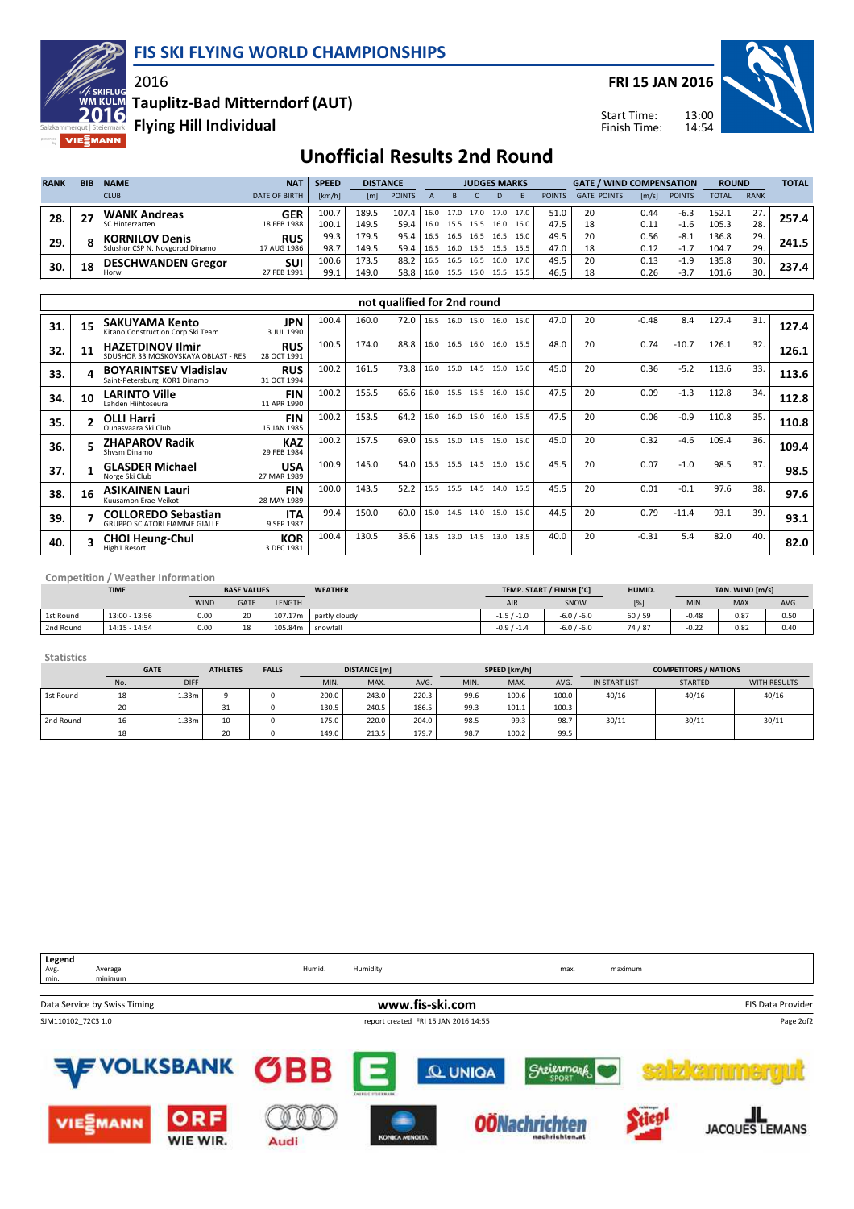# FIS SKI FLYING WORLD CHAMPIONSHIPS

2016

**Tauplitz-Bad Mitterndorf (AUT)**

**Flying Hill Individual**

**FRI 15 JAN 2016**

Start Time: 13:00
Finish Time: 14:54

## Unofficial Results 2nd Round

| RANK | BIB | NAME / CLUB | NAT / DATE OF BIRTH | SPEED [km/h] | DISTANCE [m] | DISTANCE POINTS | A | B | C | D | E | JUDGES POINTS | GATE | GATE POINTS | WIND [m/s] | WIND POINTS | ROUND TOTAL | ROUND RANK | TOTAL |
|---|---|---|---|---|---|---|---|---|---|---|---|---|---|---|---|---|---|---|---|
| 28. | 27 | **WANK Andreas** SC Hinterzarten | **GER** 18 FEB 1988 | 100.7 | 189.5 | 107.4 | 16.0 | 17.0 | 17.0 | 17.0 | 17.0 | 51.0 | 20 | | 0.44 | -6.3 | 152.1 | 27. | 257.4 |
| | | | | 100.1 | 149.5 | 59.4 | 16.0 | 15.5 | 15.5 | 16.0 | 16.0 | 47.5 | 18 | | 0.11 | -1.6 | 105.3 | 28. | |
| 29. | 8 | **KORNILOV Denis** Sdushor CSP N. Novgorod Dinamo | **RUS** 17 AUG 1986 | 99.3 | 179.5 | 95.4 | 16.5 | 16.5 | 16.5 | 16.5 | 16.0 | 49.5 | 20 | | 0.56 | -8.1 | 136.8 | 29. | 241.5 |
| | | | | 98.7 | 149.5 | 59.4 | 16.5 | 16.0 | 15.5 | 15.5 | 15.5 | 47.0 | 18 | | 0.12 | -1.7 | 104.7 | 29. | |
| 30. | 18 | **DESCHWANDEN Gregor** Horw | **SUI** 27 FEB 1991 | 100.6 | 173.5 | 88.2 | 16.5 | 16.5 | 16.5 | 16.0 | 17.0 | 49.5 | 20 | | 0.13 | -1.9 | 135.8 | 30. | 237.4 |
| | | | | 99.1 | 149.0 | 58.8 | 16.0 | 15.5 | 15.0 | 15.5 | 15.5 | 46.5 | 18 | | 0.26 | -3.7 | 101.6 | 30. | |

### not qualified for 2nd round

| RANK | BIB | NAME / CLUB | NAT / DATE OF BIRTH | SPEED [km/h] | DISTANCE [m] | DISTANCE POINTS | A | B | C | D | E | JUDGES POINTS | GATE | GATE POINTS | WIND [m/s] | WIND POINTS | ROUND TOTAL | ROUND RANK | TOTAL |
|---|---|---|---|---|---|---|---|---|---|---|---|---|---|---|---|---|---|---|---|
| 31. | 15 | **SAKUYAMA Kento** Kitano Construction Corp.Ski Team | **JPN** 3 JUL 1990 | 100.4 | 160.0 | 72.0 | 16.5 | 16.0 | 15.0 | 16.0 | 15.0 | 47.0 | 20 | | -0.48 | 8.4 | 127.4 | 31. | 127.4 |
| 32. | 11 | **HAZETDINOV Ilmir** SDUSHOR 33 MOSKOVSKAYA OBLAST - RES | **RUS** 28 OCT 1991 | 100.5 | 174.0 | 88.8 | 16.0 | 16.5 | 16.0 | 16.0 | 15.5 | 48.0 | 20 | | 0.74 | -10.7 | 126.1 | 32. | 126.1 |
| 33. | 4 | **BOYARINTSEV Vladislav** Saint-Petersburg KOR1 Dinamo | **RUS** 31 OCT 1994 | 100.2 | 161.5 | 73.8 | 16.0 | 15.0 | 14.5 | 15.0 | 15.0 | 45.0 | 20 | | 0.36 | -5.2 | 113.6 | 33. | 113.6 |
| 34. | 10 | **LARINTO Ville** Lahden Hiihtoseura | **FIN** 11 APR 1990 | 100.2 | 155.5 | 66.6 | 16.0 | 15.5 | 15.5 | 16.0 | 16.0 | 47.5 | 20 | | 0.09 | -1.3 | 112.8 | 34. | 112.8 |
| 35. | 2 | **OLLI Harri** Ounasvaara Ski Club | **FIN** 15 JAN 1985 | 100.2 | 153.5 | 64.2 | 16.0 | 16.0 | 15.0 | 16.0 | 15.5 | 47.5 | 20 | | 0.06 | -0.9 | 110.8 | 35. | 110.8 |
| 36. | 5 | **ZHAPAROV Radik** Shvsm Dinamo | **KAZ** 29 FEB 1984 | 100.2 | 157.5 | 69.0 | 15.5 | 15.0 | 14.5 | 15.0 | 15.0 | 45.0 | 20 | | 0.32 | -4.6 | 109.4 | 36. | 109.4 |
| 37. | 1 | **GLASDER Michael** Norge Ski Club | **USA** 27 MAR 1989 | 100.9 | 145.0 | 54.0 | 15.5 | 15.5 | 14.5 | 15.0 | 15.0 | 45.5 | 20 | | 0.07 | -1.0 | 98.5 | 37. | 98.5 |
| 38. | 16 | **ASIKAINEN Lauri** Kuusamon Erae-Veikot | **FIN** 28 MAY 1989 | 100.0 | 143.5 | 52.2 | 15.5 | 15.5 | 14.5 | 14.0 | 15.5 | 45.5 | 20 | | 0.01 | -0.1 | 97.6 | 38. | 97.6 |
| 39. | 7 | **COLLOREDO Sebastian** GRUPPO SCIATORI FIAMME GIALLE | **ITA** 9 SEP 1987 | 99.4 | 150.0 | 60.0 | 15.0 | 14.5 | 14.0 | 15.0 | 15.0 | 44.5 | 20 | | 0.79 | -11.4 | 93.1 | 39. | 93.1 |
| 40. | 3 | **CHOI Heung-Chul** High1 Resort | **KOR** 3 DEC 1981 | 100.4 | 130.5 | 36.6 | 13.5 | 13.0 | 14.5 | 13.0 | 13.5 | 40.0 | 20 | | -0.31 | 5.4 | 82.0 | 40. | 82.0 |

### Competition / Weather Information

| | TIME | BASE VALUES WIND | BASE VALUES GATE | BASE VALUES LENGTH | WEATHER | TEMP. START / FINISH [°C] AIR | TEMP. START / FINISH [°C] SNOW | HUMID. [%] | TAN. WIND [m/s] MIN. | TAN. WIND [m/s] MAX. | TAN. WIND [m/s] AVG. |
|---|---|---|---|---|---|---|---|---|---|---|---|
| 1st Round | 13:00 - 13:56 | 0.00 | 20 | 107.17m | partly cloudy | -1.5 / -1.0 | -6.0 / -6.0 | 60 / 59 | -0.48 | 0.87 | 0.50 |
| 2nd Round | 14:15 - 14:54 | 0.00 | 18 | 105.84m | snowfall | -0.9 / -1.4 | -6.0 / -6.0 | 74 / 87 | -0.22 | 0.82 | 0.40 |

### Statistics

| | GATE No. | GATE DIFF | ATHLETES | FALLS | DISTANCE [m] MIN. | DISTANCE [m] MAX. | DISTANCE [m] AVG. | SPEED [km/h] MIN. | SPEED [km/h] MAX. | SPEED [km/h] AVG. | IN START LIST | STARTED | WITH RESULTS |
|---|---|---|---|---|---|---|---|---|---|---|---|---|---|
| 1st Round | 18 | -1.33m | 9 | 0 | 200.0 | 243.0 | 220.3 | 99.6 | 100.6 | 100.0 | 40/16 | 40/16 | 40/16 |
| | 20 | | 31 | 0 | 130.5 | 240.5 | 186.5 | 99.3 | 101.1 | 100.3 | | | |
| 2nd Round | 16 | -1.33m | 10 | 0 | 175.0 | 220.0 | 204.0 | 98.5 | 99.3 | 98.7 | 30/11 | 30/11 | 30/11 |
| | 18 | | 20 | 0 | 149.0 | 213.5 | 179.7 | 98.7 | 100.2 | 99.5 | | | |

**Legend**
Avg. Average
min. minimum
Humid. Humidity
max. maximum

Data Service by Swiss Timing — www.fis-ski.com — FIS Data Provider

SJM110102_72C3 1.0 — report created FRI 15 JAN 2016 14:55